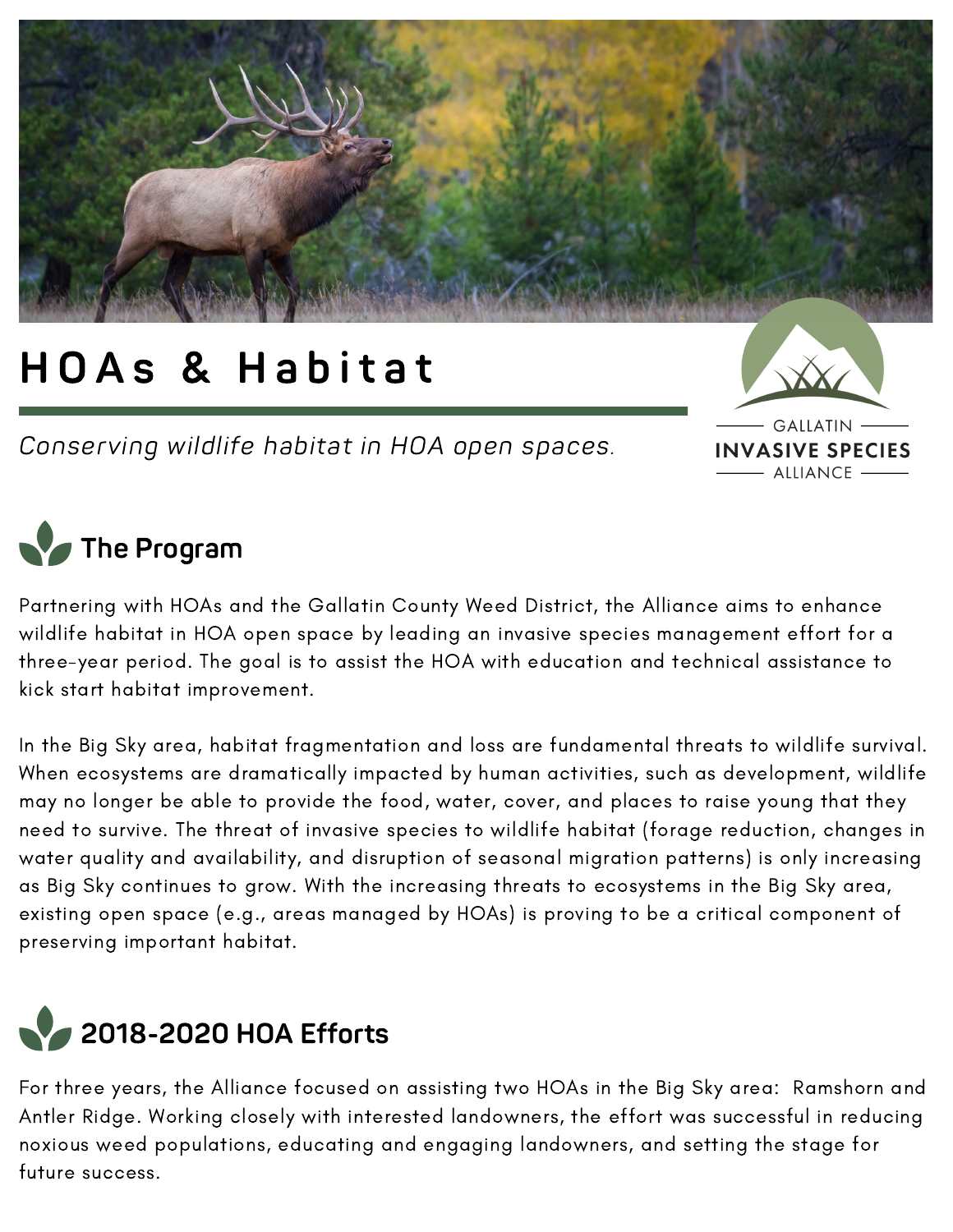# HOAs & Habitat

*Conserving wildlife habitat in HOA open spaces.*

GALLATIN
**INVASIVE SPECIES**
ALLIANCE

## The Program

Partnering with HOAs and the Gallatin County Weed District, the Alliance aims to enhance wildlife habitat in HOA open space by leading an invasive species management effort for a three-year period. The goal is to assist the HOA with education and technical assistance to kick start habitat improvement.

In the Big Sky area, habitat fragmentation and loss are fundamental threats to wildlife survival. When ecosystems are dramatically impacted by human activities, such as development, wildlife may no longer be able to provide the food, water, cover, and places to raise young that they need to survive. The threat of invasive species to wildlife habitat (forage reduction, changes in water quality and availability, and disruption of seasonal migration patterns) is only increasing as Big Sky continues to grow. With the increasing threats to ecosystems in the Big Sky area, existing open space (e.g., areas managed by HOAs) is proving to be a critical component of preserving important habitat.

## 2018-2020 HOA Efforts

For three years, the Alliance focused on assisting two HOAs in the Big Sky area: Ramshorn and Antler Ridge. Working closely with interested landowners, the effort was successful in reducing noxious weed populations, educating and engaging landowners, and setting the stage for future success.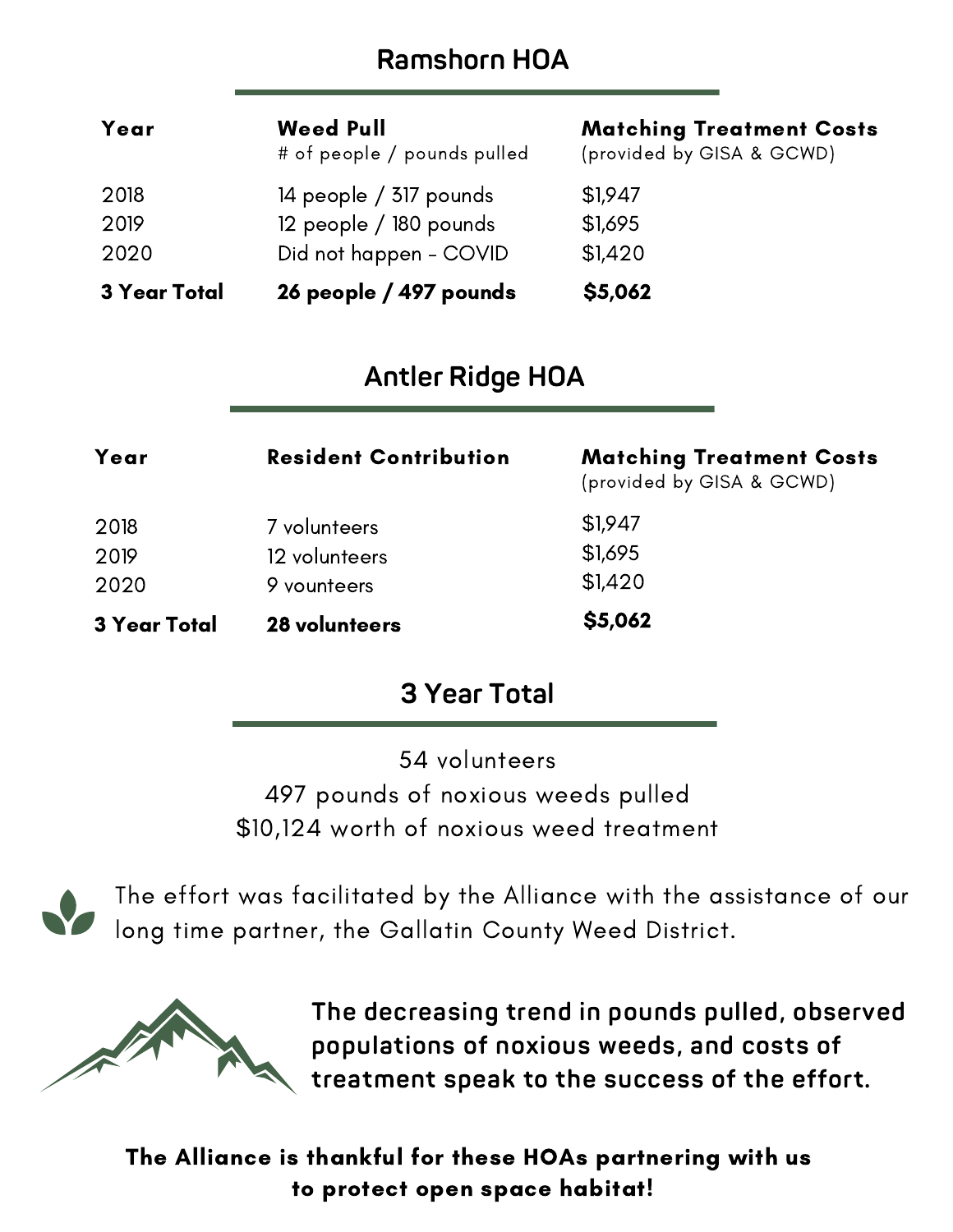## Ramshorn HOA

| Year | Weed Pull<br># of people / pounds pulled | Matching Treatment Costs<br>(provided by GISA & GCWD) |
|---|---|---|
| 2018 | 14 people / 317 pounds | $1,947 |
| 2019 | 12 people / 180 pounds | $1,695 |
| 2020 | Did not happen - COVID | $1,420 |
| **3 Year Total** | **26 people / 497 pounds** | **$5,062** |

## Antler Ridge HOA

| Year | Resident Contribution | Matching Treatment Costs<br>(provided by GISA & GCWD) |
|---|---|---|
| 2018 | 7 volunteers | $1,947 |
| 2019 | 12 volunteers | $1,695 |
| 2020 | 9 vounteers | $1,420 |
| **3 Year Total** | **28 volunteers** | **$5,062** |

## 3 Year Total

54 volunteers

497 pounds of noxious weeds pulled

$10,124 worth of noxious weed treatment

The effort was facilitated by the Alliance with the assistance of our long time partner, the Gallatin County Weed District.

**The decreasing trend in pounds pulled, observed populations of noxious weeds, and costs of treatment speak to the success of the effort.**

**The Alliance is thankful for these HOAs partnering with us to protect open space habitat!**